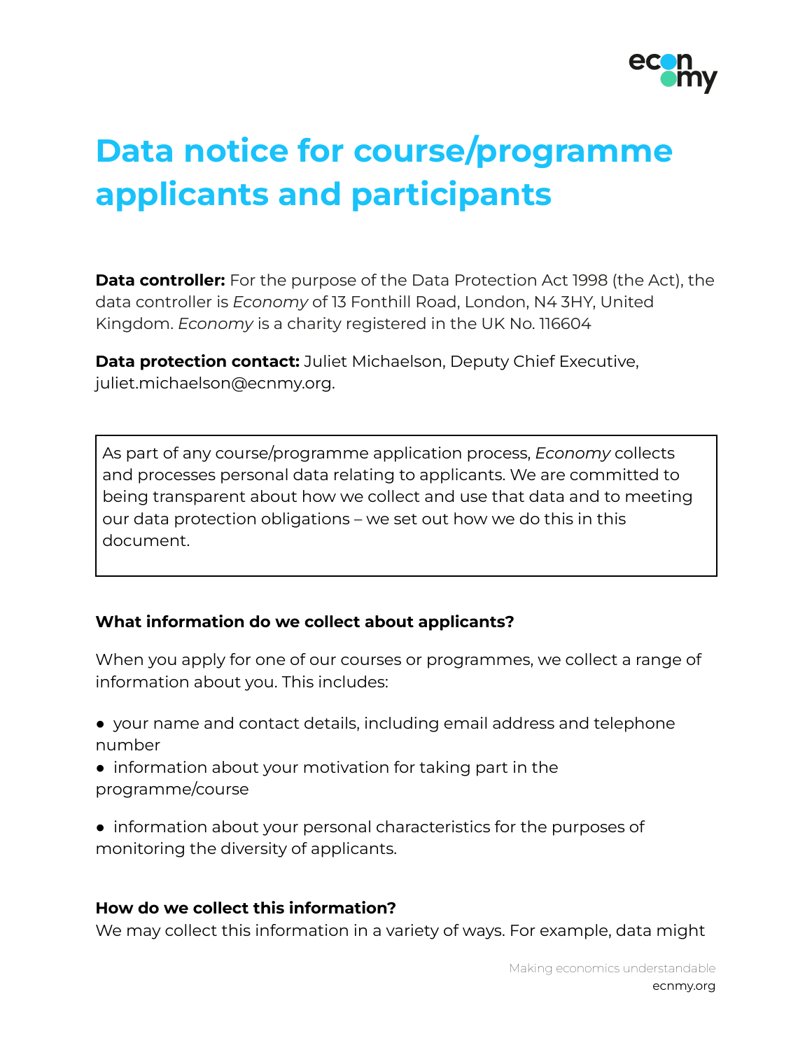# Data notice for course/programme applicants and participants

**Data controller:** For the purpose of the Data Protection Act 1998 (the Act), the data controller is *Economy* of 13 Fonthill Road, London, N4 3HY, United Kingdom. *Economy* is a charity registered in the UK No. 116604

**Data protection contact:** Juliet Michaelson, Deputy Chief Executive, juliet.michaelson@ecnmy.org.

As part of any course/programme application process, *Economy* collects and processes personal data relating to applicants. We are committed to being transparent about how we collect and use that data and to meeting our data protection obligations – we set out how we do this in this document.

### What information do we collect about applicants?

When you apply for one of our courses or programmes, we collect a range of information about you. This includes:

- your name and contact details, including email address and telephone number
- information about your motivation for taking part in the programme/course
- information about your personal characteristics for the purposes of monitoring the diversity of applicants.

### How do we collect this information?

We may collect this information in a variety of ways. For example, data might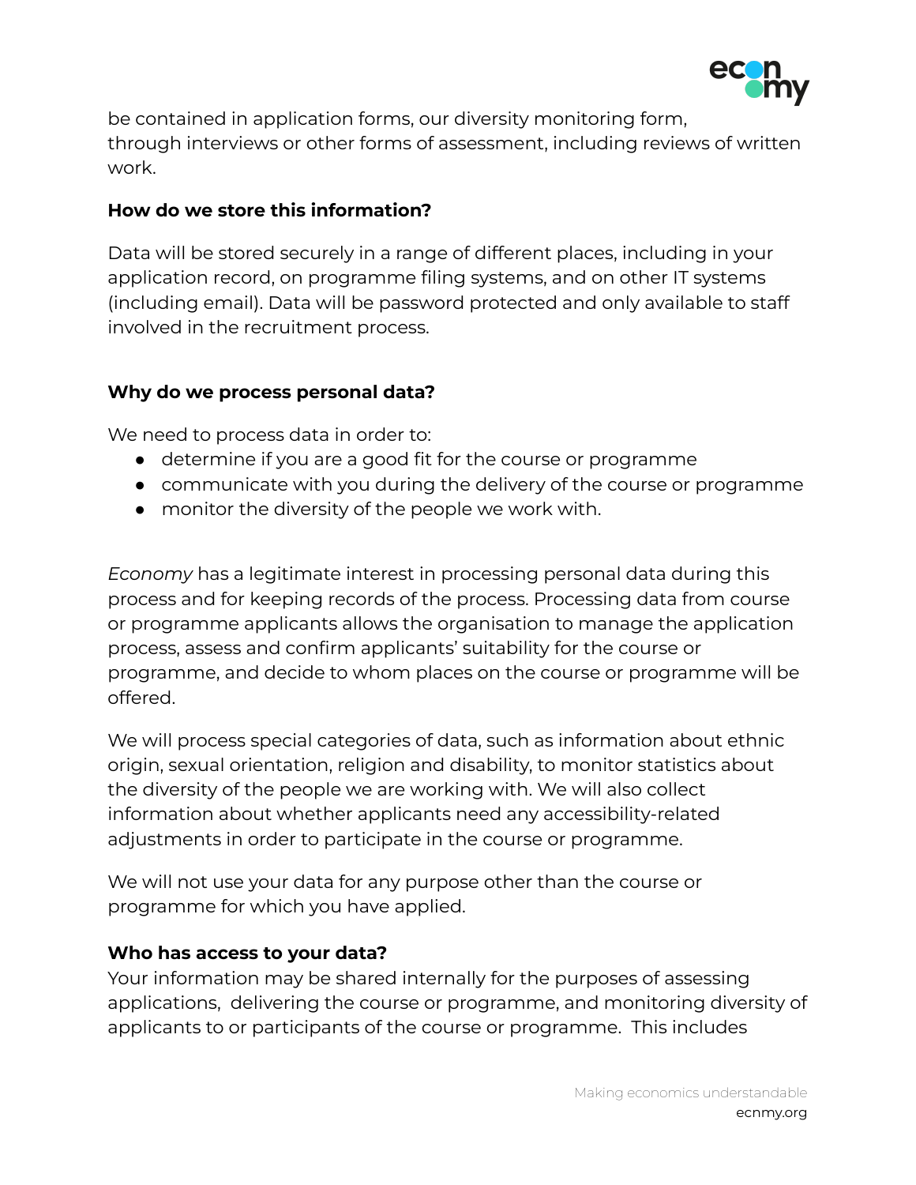be contained in application forms, our diversity monitoring form, through interviews or other forms of assessment, including reviews of written work.

**How do we store this information?**

Data will be stored securely in a range of different places, including in your application record, on programme filing systems, and on other IT systems (including email). Data will be password protected and only available to staff involved in the recruitment process.

**Why do we process personal data?**

We need to process data in order to:

- determine if you are a good fit for the course or programme
- communicate with you during the delivery of the course or programme
- monitor the diversity of the people we work with.

*Economy* has a legitimate interest in processing personal data during this process and for keeping records of the process. Processing data from course or programme applicants allows the organisation to manage the application process, assess and confirm applicants' suitability for the course or programme, and decide to whom places on the course or programme will be offered.

We will process special categories of data, such as information about ethnic origin, sexual orientation, religion and disability, to monitor statistics about the diversity of the people we are working with. We will also collect information about whether applicants need any accessibility-related adjustments in order to participate in the course or programme.

We will not use your data for any purpose other than the course or programme for which you have applied.

**Who has access to your data?**

Your information may be shared internally for the purposes of assessing applications, delivering the course or programme, and monitoring diversity of applicants to or participants of the course or programme. This includes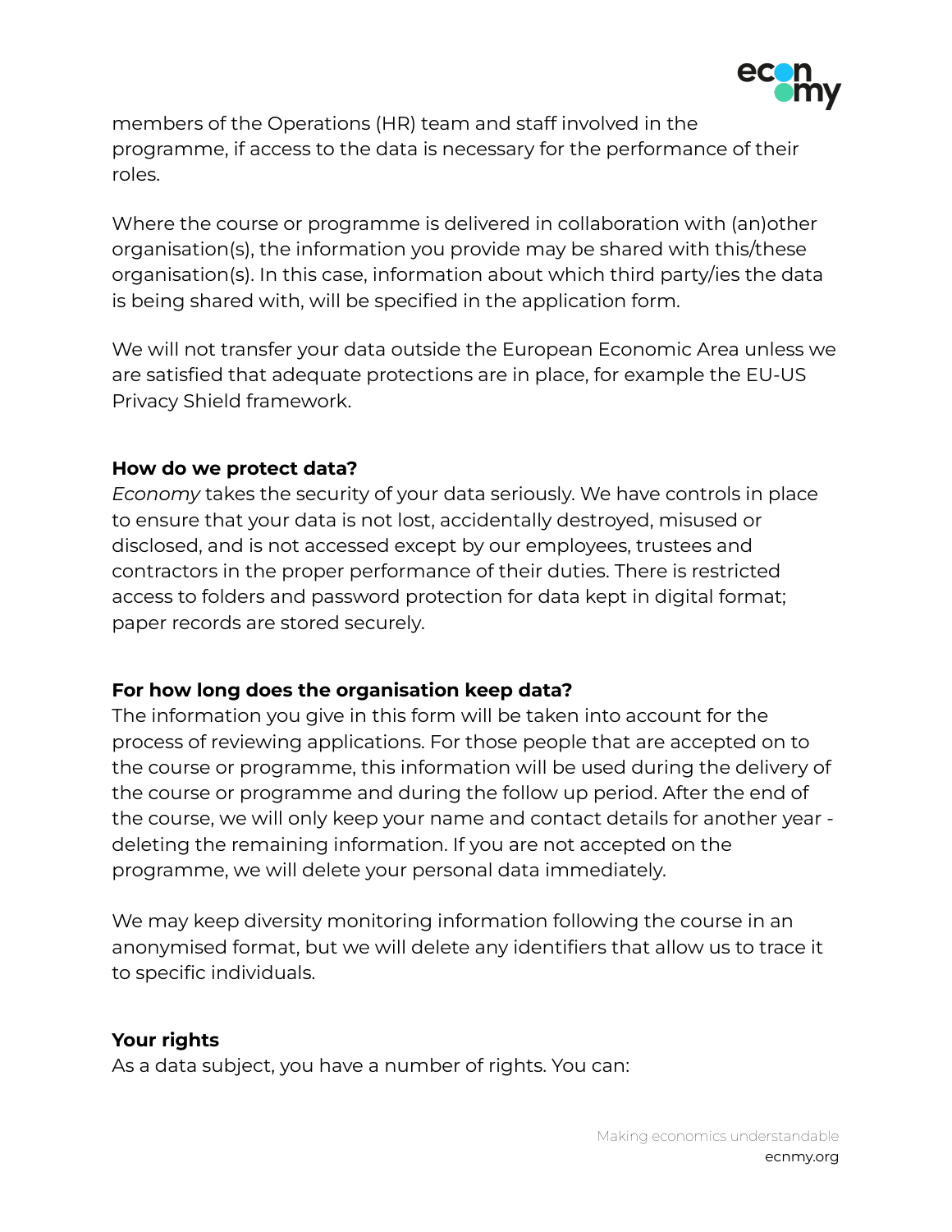members of the Operations (HR) team and staff involved in the programme, if access to the data is necessary for the performance of their roles.

Where the course or programme is delivered in collaboration with (an)other organisation(s), the information you provide may be shared with this/these organisation(s). In this case, information about which third party/ies the data is being shared with, will be specified in the application form.

We will not transfer your data outside the European Economic Area unless we are satisfied that adequate protections are in place, for example the EU-US Privacy Shield framework.

**How do we protect data?**

*Economy* takes the security of your data seriously. We have controls in place to ensure that your data is not lost, accidentally destroyed, misused or disclosed, and is not accessed except by our employees, trustees and contractors in the proper performance of their duties. There is restricted access to folders and password protection for data kept in digital format; paper records are stored securely.

**For how long does the organisation keep data?**

The information you give in this form will be taken into account for the process of reviewing applications. For those people that are accepted on to the course or programme, this information will be used during the delivery of the course or programme and during the follow up period. After the end of the course, we will only keep your name and contact details for another year - deleting the remaining information. If you are not accepted on the programme, we will delete your personal data immediately.

We may keep diversity monitoring information following the course in an anonymised format, but we will delete any identifiers that allow us to trace it to specific individuals.

**Your rights**

As a data subject, you have a number of rights. You can: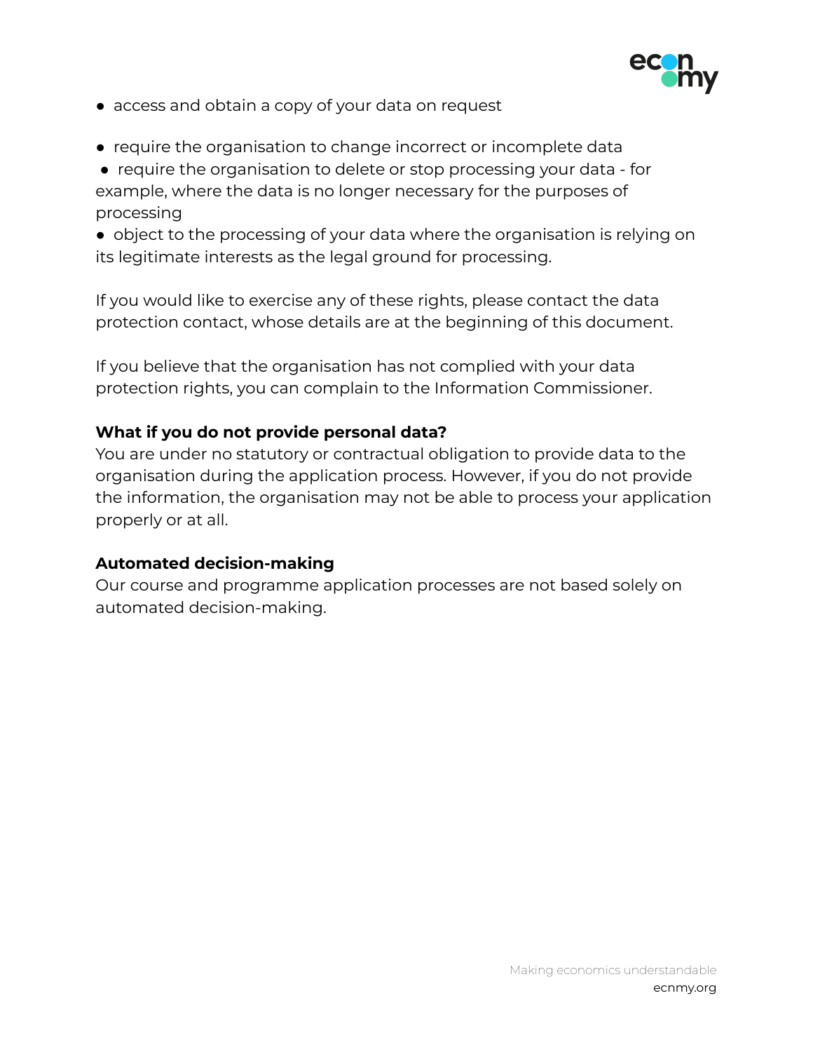- access and obtain a copy of your data on request
- require the organisation to change incorrect or incomplete data
- require the organisation to delete or stop processing your data - for example, where the data is no longer necessary for the purposes of processing
- object to the processing of your data where the organisation is relying on its legitimate interests as the legal ground for processing.

If you would like to exercise any of these rights, please contact the data protection contact, whose details are at the beginning of this document.

If you believe that the organisation has not complied with your data protection rights, you can complain to the Information Commissioner.

**What if you do not provide personal data?**

You are under no statutory or contractual obligation to provide data to the organisation during the application process. However, if you do not provide the information, the organisation may not be able to process your application properly or at all.

**Automated decision-making**

Our course and programme application processes are not based solely on automated decision-making.